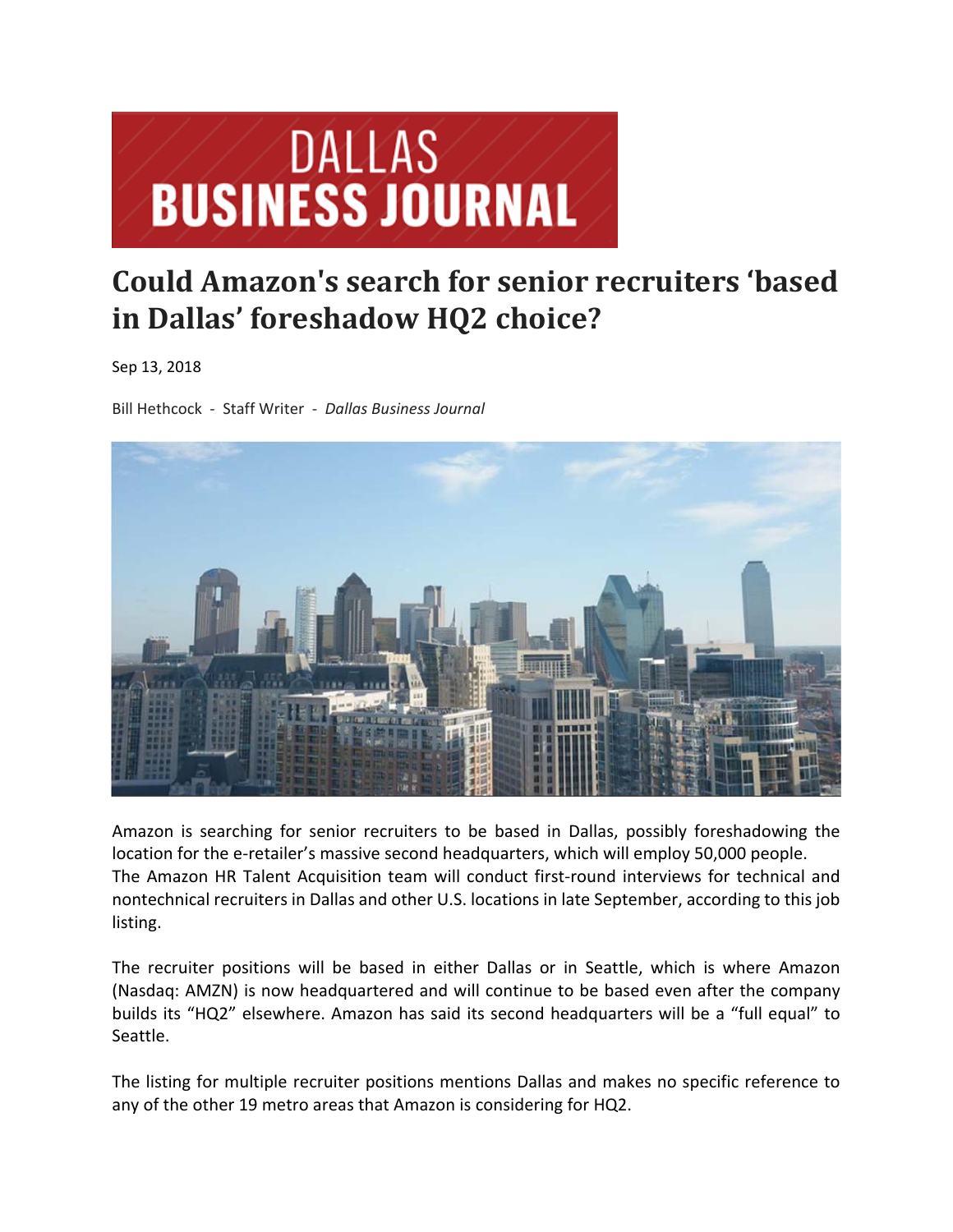# DALLAS BUSINESS JOURNAL

## Could Amazon's search for senior recruiters 'based in Dallas' foreshadow HQ2 choice?

Sep 13, 2018

Bill Hethcock - Staff Writer - *Dallas Business Journal*

Amazon is searching for senior recruiters to be based in Dallas, possibly foreshadowing the location for the e-retailer's massive second headquarters, which will employ 50,000 people. The Amazon HR Talent Acquisition team will conduct first-round interviews for technical and nontechnical recruiters in Dallas and other U.S. locations in late September, according to this job listing.

The recruiter positions will be based in either Dallas or in Seattle, which is where Amazon (Nasdaq: AMZN) is now headquartered and will continue to be based even after the company builds its "HQ2" elsewhere. Amazon has said its second headquarters will be a "full equal" to Seattle.

The listing for multiple recruiter positions mentions Dallas and makes no specific reference to any of the other 19 metro areas that Amazon is considering for HQ2.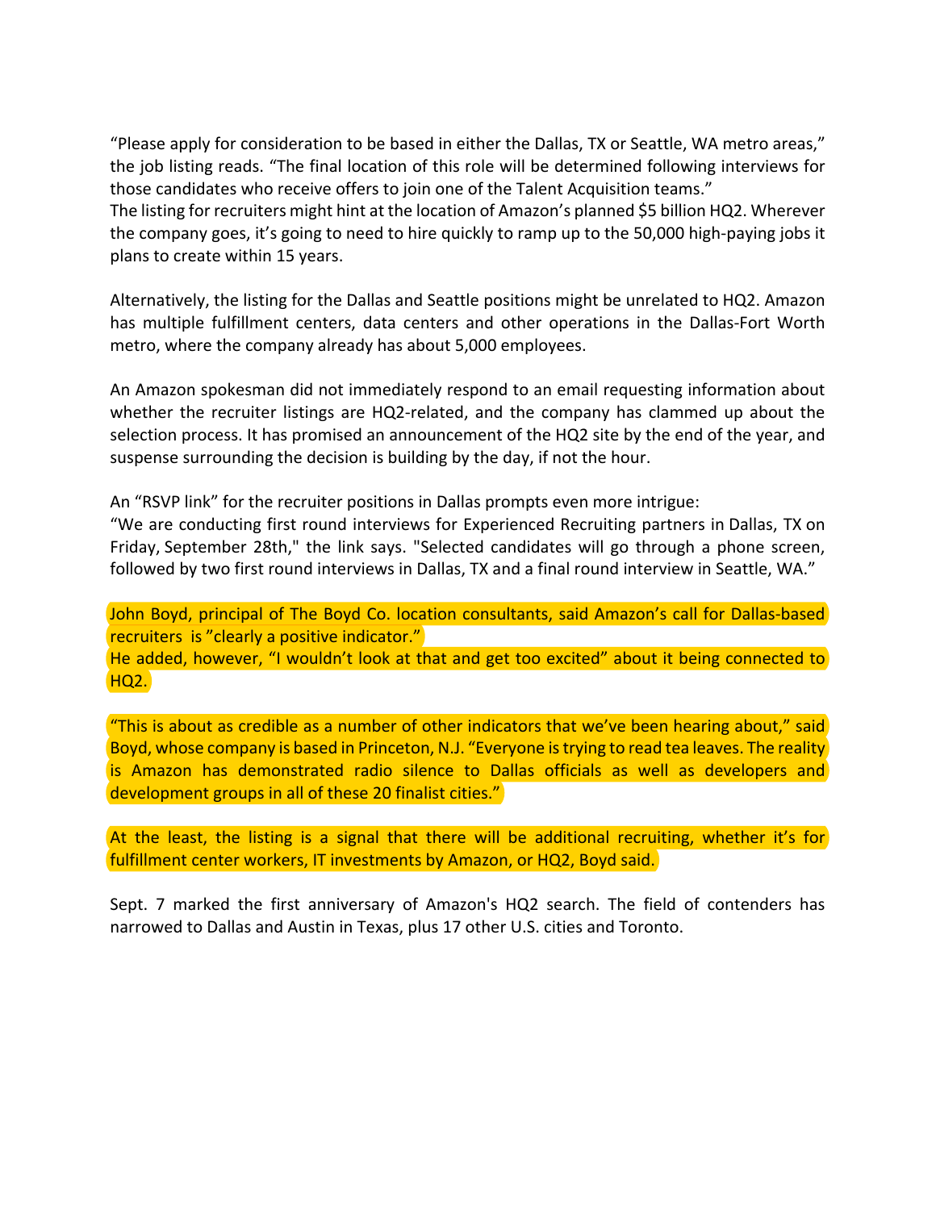"Please apply for consideration to be based in either the Dallas, TX or Seattle, WA metro areas," the job listing reads. "The final location of this role will be determined following interviews for those candidates who receive offers to join one of the Talent Acquisition teams."
The listing for recruiters might hint at the location of Amazon's planned $5 billion HQ2. Wherever the company goes, it's going to need to hire quickly to ramp up to the 50,000 high-paying jobs it plans to create within 15 years.

Alternatively, the listing for the Dallas and Seattle positions might be unrelated to HQ2. Amazon has multiple fulfillment centers, data centers and other operations in the Dallas-Fort Worth metro, where the company already has about 5,000 employees.

An Amazon spokesman did not immediately respond to an email requesting information about whether the recruiter listings are HQ2-related, and the company has clammed up about the selection process. It has promised an announcement of the HQ2 site by the end of the year, and suspense surrounding the decision is building by the day, if not the hour.

An "RSVP link" for the recruiter positions in Dallas prompts even more intrigue:
"We are conducting first round interviews for Experienced Recruiting partners in Dallas, TX on Friday, September 28th," the link says. "Selected candidates will go through a phone screen, followed by two first round interviews in Dallas, TX and a final round interview in Seattle, WA."

John Boyd, principal of The Boyd Co. location consultants, said Amazon's call for Dallas-based recruiters is "clearly a positive indicator."
He added, however, "I wouldn't look at that and get too excited" about it being connected to HQ2.

"This is about as credible as a number of other indicators that we've been hearing about," said Boyd, whose company is based in Princeton, N.J. "Everyone is trying to read tea leaves. The reality is Amazon has demonstrated radio silence to Dallas officials as well as developers and development groups in all of these 20 finalist cities."

At the least, the listing is a signal that there will be additional recruiting, whether it's for fulfillment center workers, IT investments by Amazon, or HQ2, Boyd said.

Sept. 7 marked the first anniversary of Amazon's HQ2 search. The field of contenders has narrowed to Dallas and Austin in Texas, plus 17 other U.S. cities and Toronto.